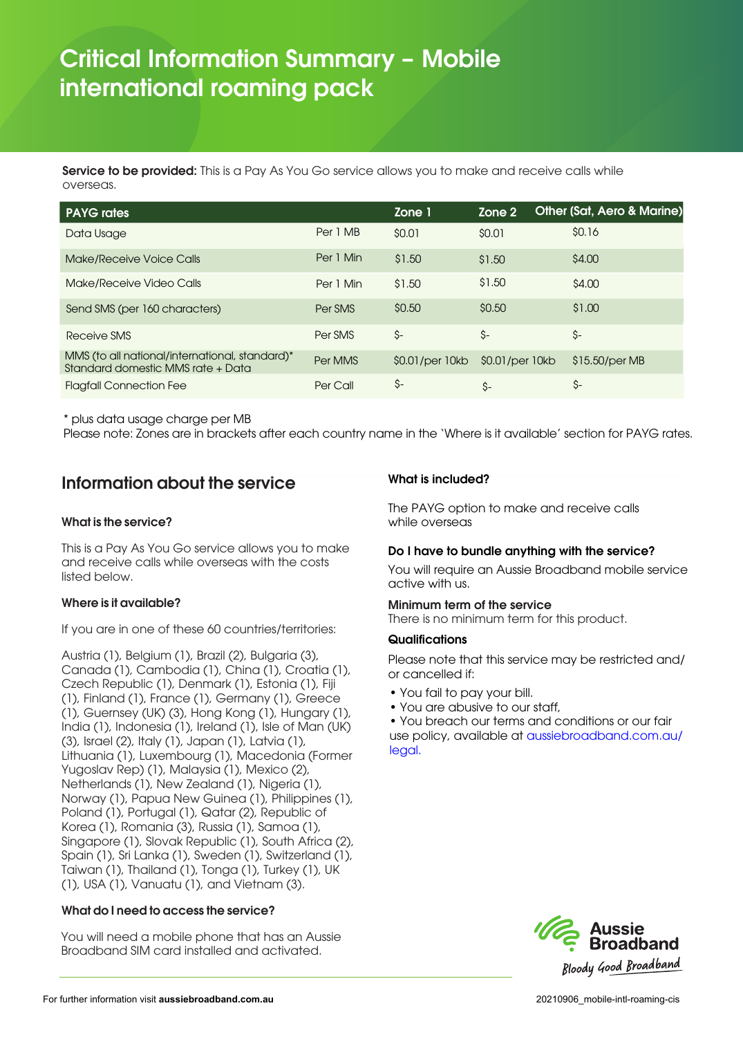# Critical Information Summary – Mobile international roaming pack

**Service to be provided:** This is a Pay As You Go service allows you to make and receive calls while overseas.

| PAYG rates | | Zone 1 | Zone 2 | Other (Sat, Aero & Marine) |
|---|---|---|---|---|
| Data Usage | Per 1 MB | $0.01 | $0.01 | $0.16 |
| Make/Receive Voice Calls | Per 1 Min | $1.50 | $1.50 | $4.00 |
| Make/Receive Video Calls | Per 1 Min | $1.50 | $1.50 | $4.00 |
| Send SMS (per 160 characters) | Per SMS | $0.50 | $0.50 | $1.00 |
| Receive SMS | Per SMS | $- | $- | $- |
| MMS (to all national/international, standard)* Standard domestic MMS rate + Data | Per MMS | $0.01/per 10kb | $0.01/per 10kb | $15.50/per MB |
| Flagfall Connection Fee | Per Call | $- | $- | $- |

\* plus data usage charge per MB
Please note: Zones are in brackets after each country name in the 'Where is it available' section for PAYG rates.

## Information about the service

### What is the service?

This is a Pay As You Go service allows you to make and receive calls while overseas with the costs listed below.

### Where is it available?

If you are in one of these 60 countries/territories:

Austria (1), Belgium (1), Brazil (2), Bulgaria (3), Canada (1), Cambodia (1), China (1), Croatia (1), Czech Republic (1), Denmark (1), Estonia (1), Fiji (1), Finland (1), France (1), Germany (1), Greece (1), Guernsey (UK) (3), Hong Kong (1), Hungary (1), India (1), Indonesia (1), Ireland (1), Isle of Man (UK) (3), Israel (2), Italy (1), Japan (1), Latvia (1), Lithuania (1), Luxembourg (1), Macedonia (Former Yugoslav Rep) (1), Malaysia (1), Mexico (2), Netherlands (1), New Zealand (1), Nigeria (1), Norway (1), Papua New Guinea (1), Philippines (1), Poland (1), Portugal (1), Qatar (2), Republic of Korea (1), Romania (3), Russia (1), Samoa (1), Singapore (1), Slovak Republic (1), South Africa (2), Spain (1), Sri Lanka (1), Sweden (1), Switzerland (1), Taiwan (1), Thailand (1), Tonga (1), Turkey (1), UK (1), USA (1), Vanuatu (1), and Vietnam (3).

### What do I need to access the service?

You will need a mobile phone that has an Aussie Broadband SIM card installed and activated.

### What is included?

The PAYG option to make and receive calls while overseas

### Do I have to bundle anything with the service?

You will require an Aussie Broadband mobile service active with us.

### Minimum term of the service

There is no minimum term for this product.

### Qualifications

Please note that this service may be restricted and/or cancelled if:

- You fail to pay your bill.
- You are abusive to our staff,
- You breach our terms and conditions or our fair use policy, available at aussiebroadband.com.au/legal.

For further information visit **aussiebroadband.com.au**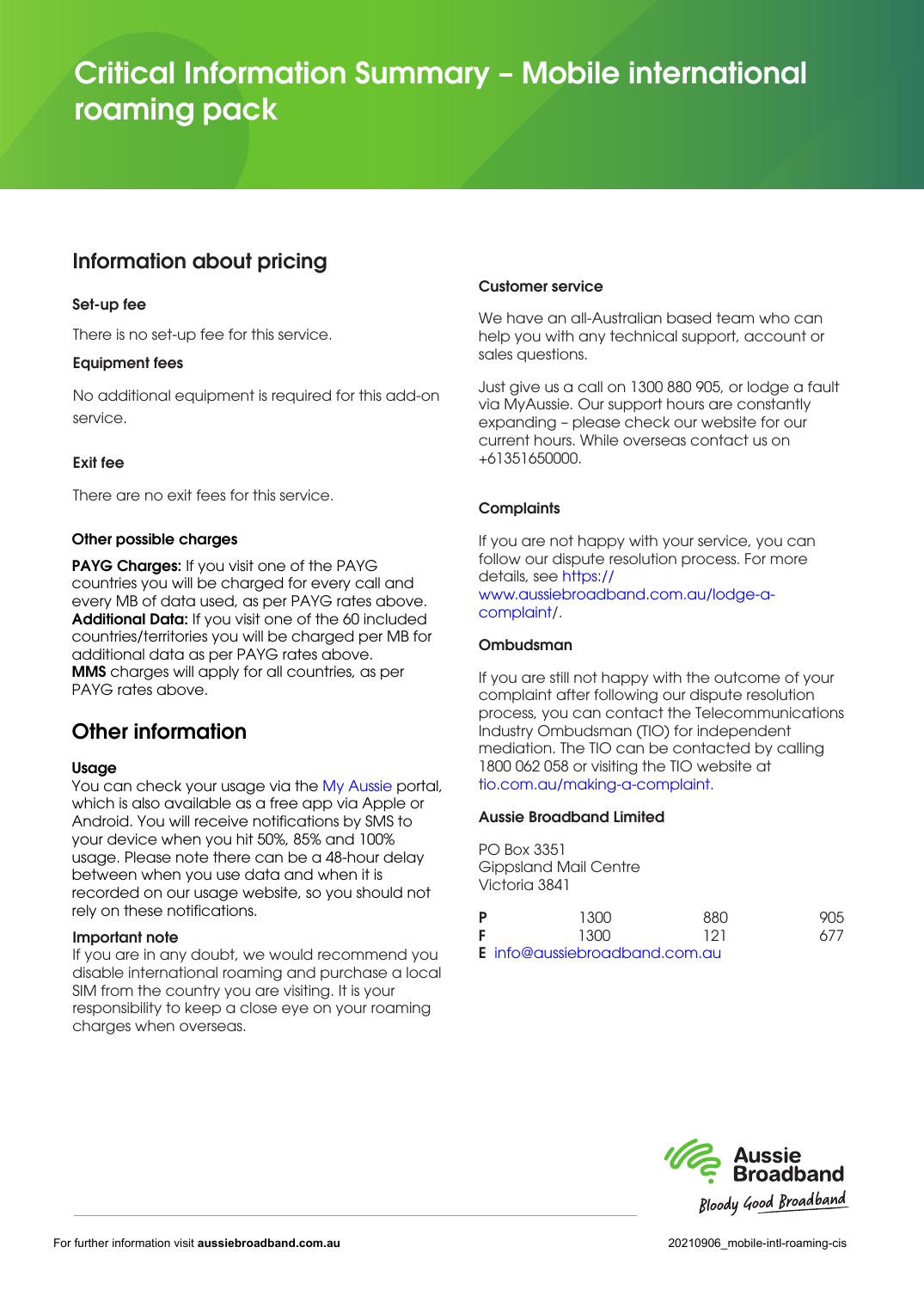# Critical Information Summary – Mobile international roaming pack

## Information about pricing

### Set-up fee

There is no set-up fee for this service.

### Equipment fees

No additional equipment is required for this add-on service.

### Exit fee

There are no exit fees for this service.

### Other possible charges

**PAYG Charges:** If you visit one of the PAYG countries you will be charged for every call and every MB of data used, as per PAYG rates above.
**Additional Data:** If you visit one of the 60 included countries/territories you will be charged per MB for additional data as per PAYG rates above.
**MMS** charges will apply for all countries, as per PAYG rates above.

## Other information

### Usage

You can check your usage via the My Aussie portal, which is also available as a free app via Apple or Android. You will receive notifications by SMS to your device when you hit 50%, 85% and 100% usage. Please note there can be a 48-hour delay between when you use data and when it is recorded on our usage website, so you should not rely on these notifications.

### Important note

If you are in any doubt, we would recommend you disable international roaming and purchase a local SIM from the country you are visiting. It is your responsibility to keep a close eye on your roaming charges when overseas.

### Customer service

We have an all-Australian based team who can help you with any technical support, account or sales questions.

Just give us a call on 1300 880 905, or lodge a fault via MyAussie. Our support hours are constantly expanding – please check our website for our current hours. While overseas contact us on +61351650000.

### Complaints

If you are not happy with your service, you can follow our dispute resolution process. For more details, see https://www.aussiebroadband.com.au/lodge-a-complaint/.

### Ombudsman

If you are still not happy with the outcome of your complaint after following our dispute resolution process, you can contact the Telecommunications Industry Ombudsman (TIO) for independent mediation. The TIO can be contacted by calling 1800 062 058 or visiting the TIO website at tio.com.au/making-a-complaint.

### Aussie Broadband Limited

PO Box 3351
Gippsland Mail Centre
Victoria 3841

**P** 1300 880 905
**F** 1300 121 677
**E** info@aussiebroadband.com.au

For further information visit **aussiebroadband.com.au**

20210906_mobile-intl-roaming-cis